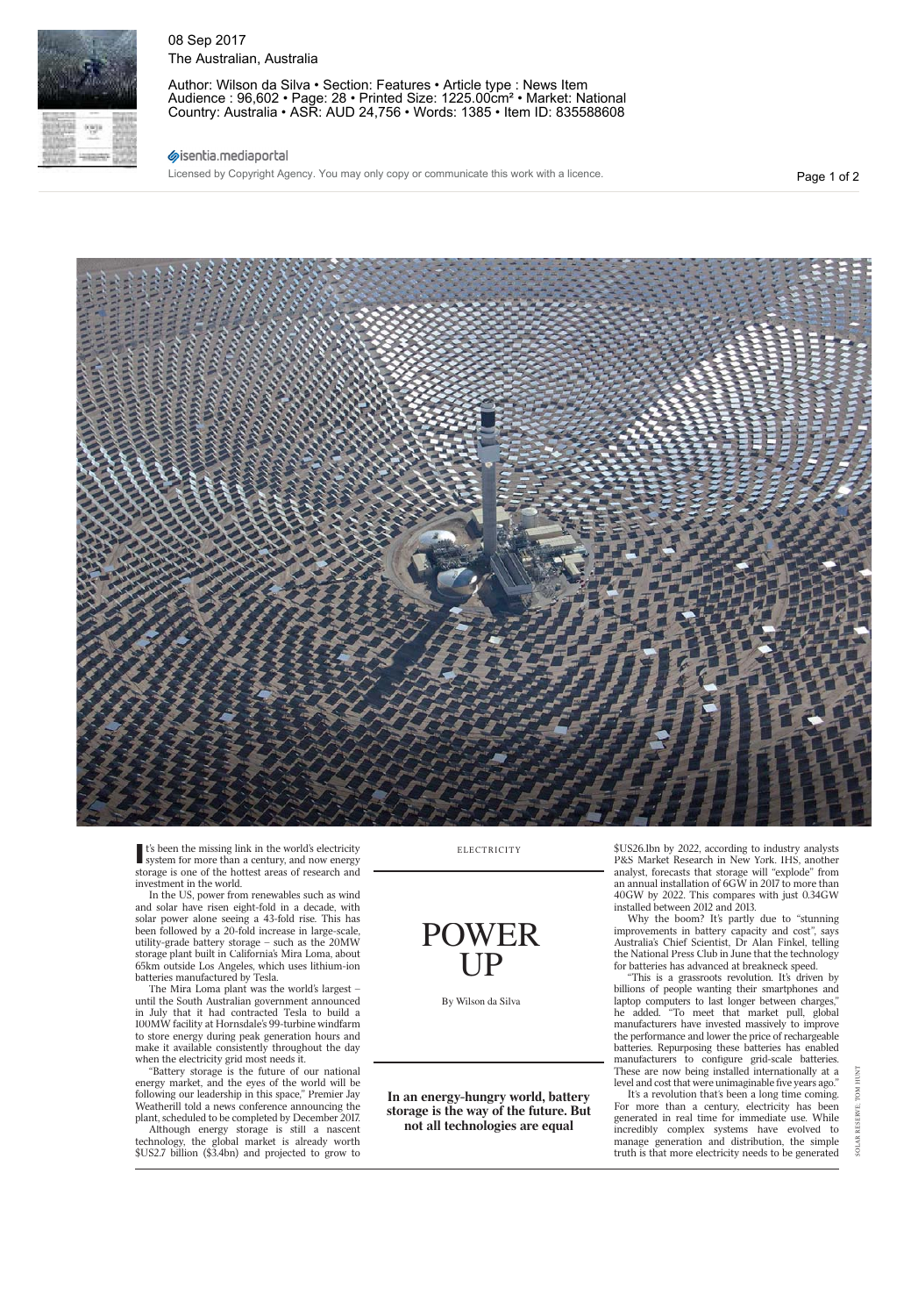08 Sep 2017
The Australian, Australia

Author: Wilson da Silva • Section: Features • Article type : News Item
Audience : 96,602 • Page: 28 • Printed Size: 1225.00cm² • Market: National
Country: Australia • ASR: AUD 24,756 • Words: 1385 • Item ID: 835588608

Licensed by Copyright Agency. You may only copy or communicate this work with a licence.

SOLAR RESERVE; TOM HUNT

ELECTRICITY

# POWER UP

By Wilson da Silva

**In an energy-hungry world, battery storage is the way of the future. But not all technologies are equal**

It's been the missing link in the world's electricity system for more than a century, and now energy storage is one of the hottest areas of research and investment in the world.

In the US, power from renewables such as wind and solar have risen eight-fold in a decade, with solar power alone seeing a 43-fold rise. This has been followed by a 20-fold increase in large-scale, utility-grade battery storage – such as the 20MW storage plant built in California's Mira Loma, about 65km outside Los Angeles, which uses lithium-ion batteries manufactured by Tesla.

The Mira Loma plant was the world's largest – until the South Australian government announced in July that it had contracted Tesla to build a 100MW facility at Hornsdale's 99-turbine windfarm to store energy during peak generation hours and make it available consistently throughout the day when the electricity grid most needs it.

"Battery storage is the future of our national energy market, and the eyes of the world will be following our leadership in this space," Premier Jay Weatherill told a news conference announcing the plant, scheduled to be completed by December 2017.

Although energy storage is still a nascent technology, the global market is already worth $US2.7 billion ($3.4bn) and projected to grow to $US26.1bn by 2022, according to industry analysts P&S Market Research in New York. IHS, another analyst, forecasts that storage will "explode" from an annual installation of 6GW in 2017 to more than 40GW by 2022. This compares with just 0.34GW installed between 2012 and 2013.

Why the boom? It's partly due to "stunning improvements in battery capacity and cost", says Australia's Chief Scientist, Dr Alan Finkel, telling the National Press Club in June that the technology for batteries has advanced at breakneck speed.

"This is a grassroots revolution. It's driven by billions of people wanting their smartphones and laptop computers to last longer between charges," he added. "To meet that market pull, global manufacturers have invested massively to improve the performance and lower the price of rechargeable batteries. Repurposing these batteries has enabled manufacturers to configure grid-scale batteries. These are now being installed internationally at a level and cost that were unimaginable five years ago."

It's a revolution that's been a long time coming. For more than a century, electricity has been generated in real time for immediate use. While incredibly complex systems have evolved to manage generation and distribution, the simple truth is that more electricity needs to be generated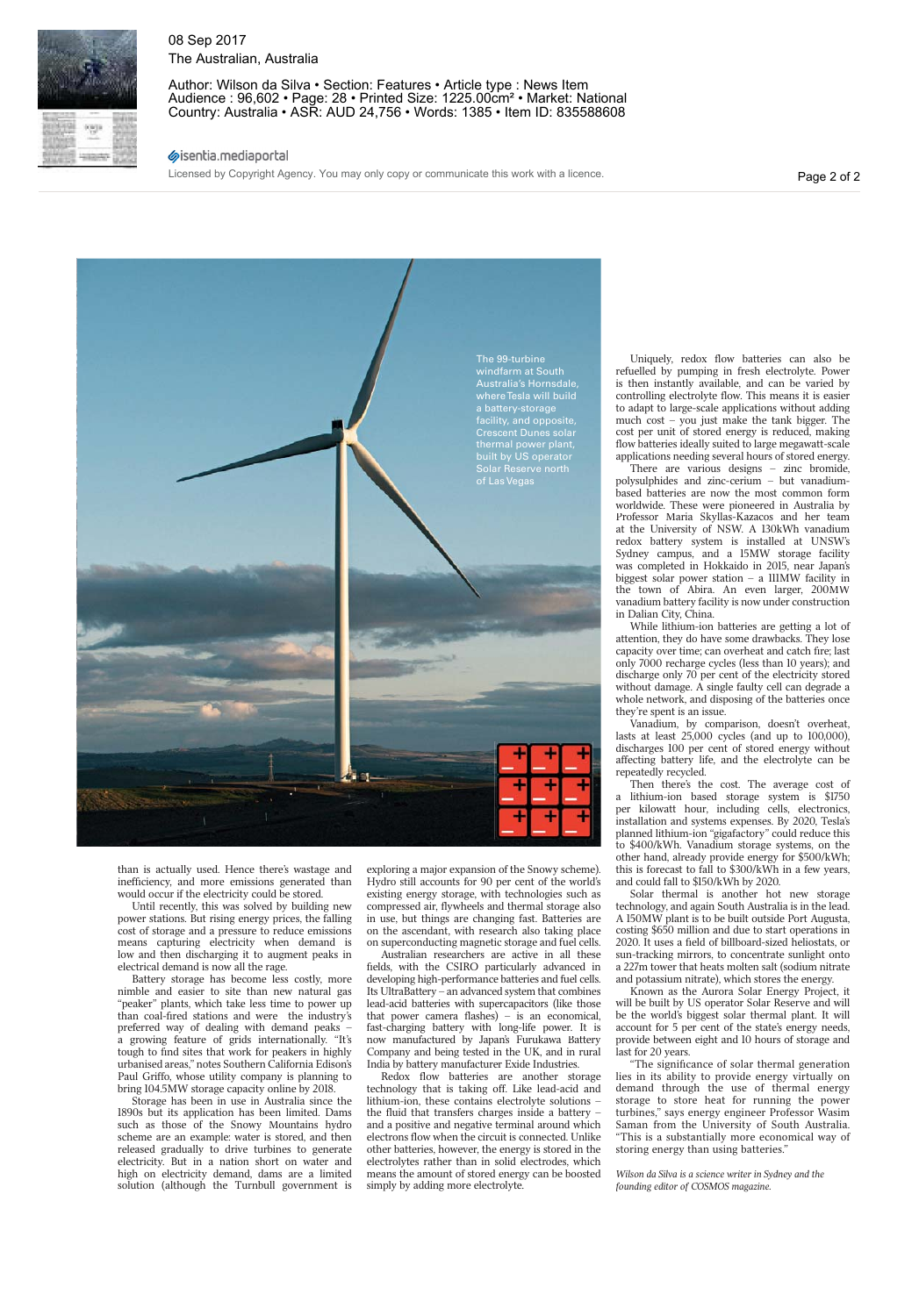The 99-turbine windfarm at South Australia's Hornsdale, where Tesla will build a battery-storage facility, and opposite, Crescent Dunes solar thermal power plant, built by US operator Solar Reserve north of Las Vegas

than is actually used. Hence there's wastage and inefficiency, and more emissions generated than would occur if the electricity could be stored.

Until recently, this was solved by building new power stations. But rising energy prices, the falling cost of storage and a pressure to reduce emissions means capturing electricity when demand is low and then discharging it to augment peaks in electrical demand is now all the rage.

Battery storage has become less costly, more nimble and easier to site than new natural gas "peaker" plants, which take less time to power up than coal-fired stations and were the industry's preferred way of dealing with demand peaks – a growing feature of grids internationally. "It's tough to find sites that work for peakers in highly urbanised areas," notes Southern California Edison's Paul Griffo, whose utility company is planning to bring 104.5MW storage capacity online by 2018.

Storage has been in use in Australia since the 1890s but its application has been limited. Dams such as those of the Snowy Mountains hydro scheme are an example: water is stored, and then released gradually to drive turbines to generate electricity. But in a nation short on water and high on electricity demand, dams are a limited solution (although the Turnbull government is exploring a major expansion of the Snowy scheme). Hydro still accounts for 90 per cent of the world's existing energy storage, with technologies such as compressed air, flywheels and thermal storage also in use, but things are changing fast. Batteries are on the ascendant, with research also taking place on superconducting magnetic storage and fuel cells.

Australian researchers are active in all these fields, with the CSIRO particularly advanced in developing high-performance batteries and fuel cells. Its UltraBattery – an advanced system that combines lead-acid batteries with supercapacitors (like those that power camera flashes) – is an economical, fast-charging battery with long-life power. It is now manufactured by Japan's Furukawa Battery Company and being tested in the UK, and in rural India by battery manufacturer Exide Industries.

Redox flow batteries are another storage technology that is taking off. Like lead-acid and lithium-ion, these contains electrolyte solutions – the fluid that transfers charges inside a battery – and a positive and negative terminal around which electrons flow when the circuit is connected. Unlike other batteries, however, the energy is stored in the electrolytes rather than in solid electrodes, which means the amount of stored energy can be boosted simply by adding more electrolyte.

Uniquely, redox flow batteries can also be refuelled by pumping in fresh electrolyte. Power is then instantly available, and can be varied by controlling electrolyte flow. This means it is easier to adapt to large-scale applications without adding much cost – you just make the tank bigger. The cost per unit of stored energy is reduced, making flow batteries ideally suited to large megawatt-scale applications needing several hours of stored energy.

There are various designs – zinc bromide, polysulphides and zinc-cerium – but vanadium-based batteries are now the most common form worldwide. These were pioneered in Australia by Professor Maria Skyllas-Kazacos and her team at the University of NSW. A 130kWh vanadium redox battery system is installed at UNSW's Sydney campus, and a 15MW storage facility was completed in Hokkaido in 2015, near Japan's biggest solar power station – a 111MW facility in the town of Abira. An even larger, 200MW vanadium battery facility is now under construction in Dalian City, China.

While lithium-ion batteries are getting a lot of attention, they do have some drawbacks. They lose capacity over time; can overheat and catch fire; last only 7000 recharge cycles (less than 10 years); and discharge only 70 per cent of the electricity stored without damage. A single faulty cell can degrade a whole network, and disposing of the batteries once they're spent is an issue.

Vanadium, by comparison, doesn't overheat, lasts at least 25,000 cycles (and up to 100,000), discharges 100 per cent of stored energy without affecting battery life, and the electrolyte can be repeatedly recycled.

Then there's the cost. The average cost of a lithium-ion based storage system is $1750 per kilowatt hour, including cells, electronics, installation and systems expenses. By 2020, Tesla's planned lithium-ion "gigafactory" could reduce this to $400/kWh. Vanadium storage systems, on the other hand, already provide energy for $500/kWh; this is forecast to fall to $300/kWh in a few years, and could fall to $150/kWh by 2020.

Solar thermal is another hot new storage technology, and again South Australia is in the lead. A 150MW plant is to be built outside Port Augusta, costing $650 million and due to start operations in 2020. It uses a field of billboard-sized heliostats, or sun-tracking mirrors, to concentrate sunlight onto a 227m tower that heats molten salt (sodium nitrate and potassium nitrate), which stores the energy.

Known as the Aurora Solar Energy Project, it will be built by US operator Solar Reserve and will be the world's biggest solar thermal plant. It will account for 5 per cent of the state's energy needs, provide between eight and 10 hours of storage and last for 20 years.

"The significance of solar thermal generation lies in its ability to provide energy virtually on demand through the use of thermal energy storage to store heat for running the power turbines," says energy engineer Professor Wasim Saman from the University of South Australia. "This is a substantially more economical way of storing energy than using batteries."

*Wilson da Silva is a science writer in Sydney and the founding editor of COSMOS magazine.*